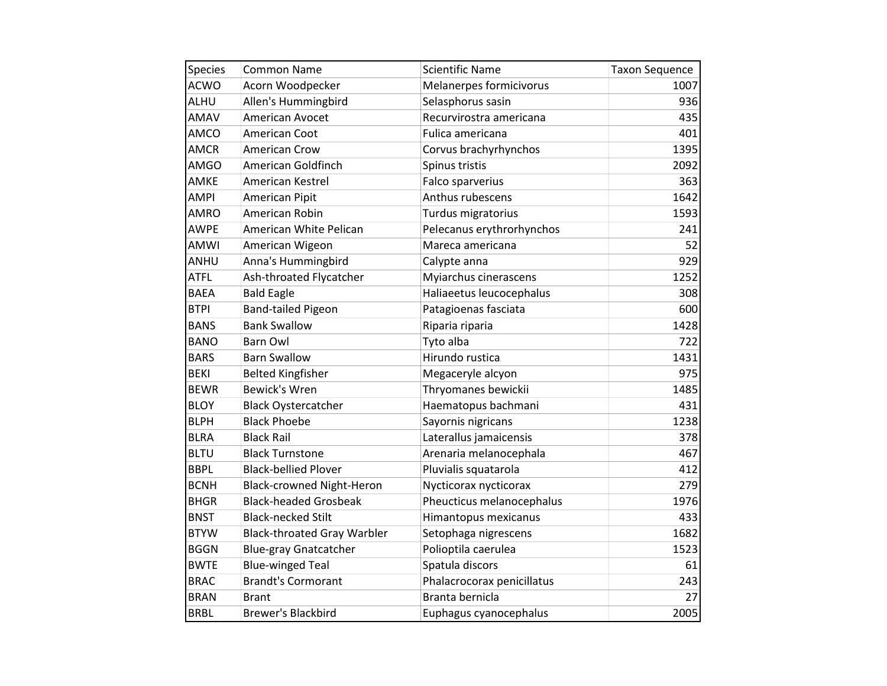| Species | Common Name | Scientific Name | Taxon Sequence |
| --- | --- | --- | --- |
| ACWO | Acorn Woodpecker | Melanerpes formicivorus | 1007 |
| ALHU | Allen's Hummingbird | Selasphorus sasin | 936 |
| AMAV | American Avocet | Recurvirostra americana | 435 |
| AMCO | American Coot | Fulica americana | 401 |
| AMCR | American Crow | Corvus brachyrhynchos | 1395 |
| AMGO | American Goldfinch | Spinus tristis | 2092 |
| AMKE | American Kestrel | Falco sparverius | 363 |
| AMPI | American Pipit | Anthus rubescens | 1642 |
| AMRO | American Robin | Turdus migratorius | 1593 |
| AWPE | American White Pelican | Pelecanus erythrorhynchos | 241 |
| AMWI | American Wigeon | Mareca americana | 52 |
| ANHU | Anna's Hummingbird | Calypte anna | 929 |
| ATFL | Ash-throated Flycatcher | Myiarchus cinerascens | 1252 |
| BAEA | Bald Eagle | Haliaeetus leucocephalus | 308 |
| BTPI | Band-tailed Pigeon | Patagioenas fasciata | 600 |
| BANS | Bank Swallow | Riparia riparia | 1428 |
| BANO | Barn Owl | Tyto alba | 722 |
| BARS | Barn Swallow | Hirundo rustica | 1431 |
| BEKI | Belted Kingfisher | Megaceryle alcyon | 975 |
| BEWR | Bewick's Wren | Thryomanes bewickii | 1485 |
| BLOY | Black Oystercatcher | Haematopus bachmani | 431 |
| BLPH | Black Phoebe | Sayornis nigricans | 1238 |
| BLRA | Black Rail | Laterallus jamaicensis | 378 |
| BLTU | Black Turnstone | Arenaria melanocephala | 467 |
| BBPL | Black-bellied Plover | Pluvialis squatarola | 412 |
| BCNH | Black-crowned Night-Heron | Nycticorax nycticorax | 279 |
| BHGR | Black-headed Grosbeak | Pheucticus melanocephalus | 1976 |
| BNST | Black-necked Stilt | Himantopus mexicanus | 433 |
| BTYW | Black-throated Gray Warbler | Setophaga nigrescens | 1682 |
| BGGN | Blue-gray Gnatcatcher | Polioptila caerulea | 1523 |
| BWTE | Blue-winged Teal | Spatula discors | 61 |
| BRAC | Brandt's Cormorant | Phalacrocorax penicillatus | 243 |
| BRAN | Brant | Branta bernicla | 27 |
| BRBL | Brewer's Blackbird | Euphagus cyanocephalus | 2005 |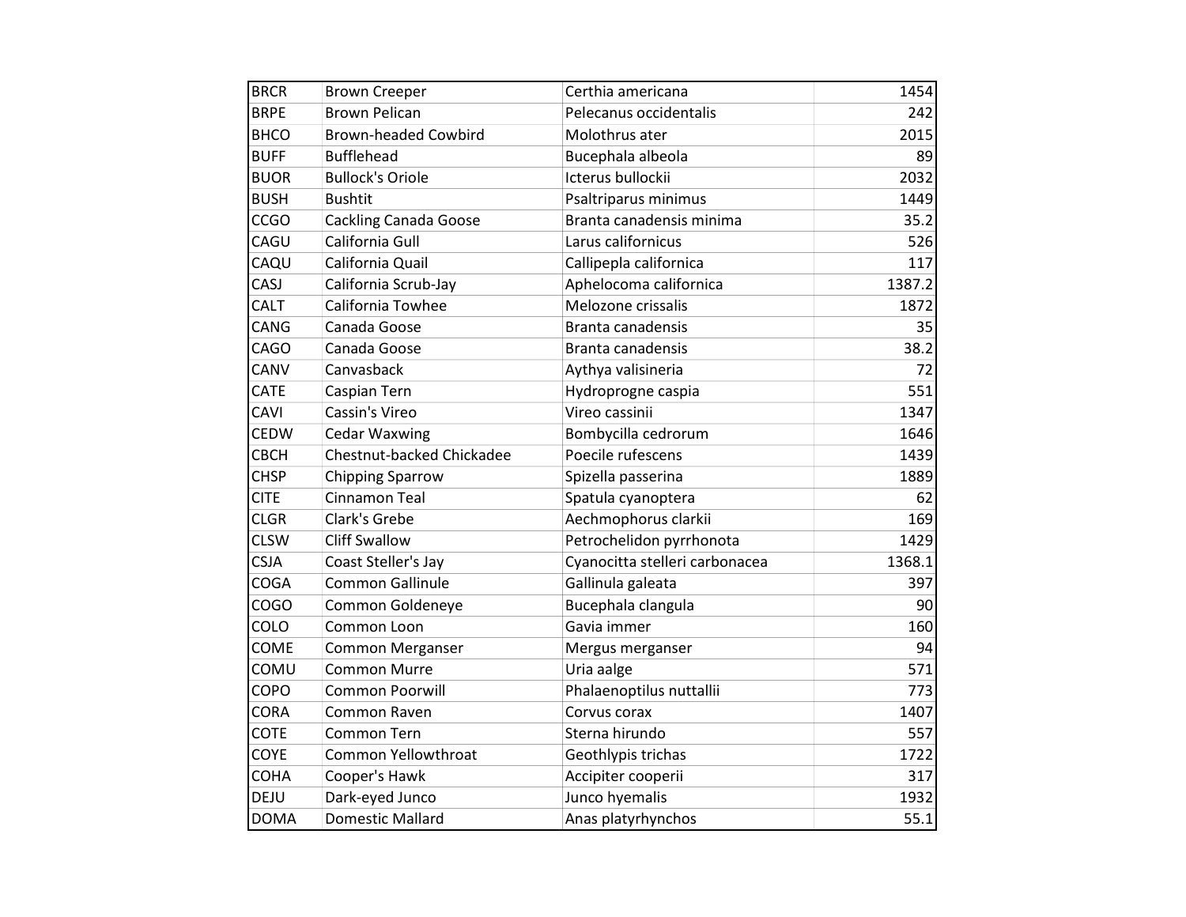| BRCR | Brown Creeper | Certhia americana | 1454 |
|---|---|---|---|
| BRPE | Brown Pelican | Pelecanus occidentalis | 242 |
| BHCO | Brown-headed Cowbird | Molothrus ater | 2015 |
| BUFF | Bufflehead | Bucephala albeola | 89 |
| BUOR | Bullock's Oriole | Icterus bullockii | 2032 |
| BUSH | Bushtit | Psaltriparus minimus | 1449 |
| CCGO | Cackling Canada Goose | Branta canadensis minima | 35.2 |
| CAGU | California Gull | Larus californicus | 526 |
| CAQU | California Quail | Callipepla californica | 117 |
| CASJ | California Scrub-Jay | Aphelocoma californica | 1387.2 |
| CALT | California Towhee | Melozone crissalis | 1872 |
| CANG | Canada Goose | Branta canadensis | 35 |
| CAGO | Canada Goose | Branta canadensis | 38.2 |
| CANV | Canvasback | Aythya valisineria | 72 |
| CATE | Caspian Tern | Hydroprogne caspia | 551 |
| CAVI | Cassin's Vireo | Vireo cassinii | 1347 |
| CEDW | Cedar Waxwing | Bombycilla cedrorum | 1646 |
| CBCH | Chestnut-backed Chickadee | Poecile rufescens | 1439 |
| CHSP | Chipping Sparrow | Spizella passerina | 1889 |
| CITE | Cinnamon Teal | Spatula cyanoptera | 62 |
| CLGR | Clark's Grebe | Aechmophorus clarkii | 169 |
| CLSW | Cliff Swallow | Petrochelidon pyrrhonota | 1429 |
| CSJA | Coast Steller's Jay | Cyanocitta stelleri carbonacea | 1368.1 |
| COGA | Common Gallinule | Gallinula galeata | 397 |
| COGO | Common Goldeneye | Bucephala clangula | 90 |
| COLO | Common Loon | Gavia immer | 160 |
| COME | Common Merganser | Mergus merganser | 94 |
| COMU | Common Murre | Uria aalge | 571 |
| COPO | Common Poorwill | Phalaenoptilus nuttallii | 773 |
| CORA | Common Raven | Corvus corax | 1407 |
| COTE | Common Tern | Sterna hirundo | 557 |
| COYE | Common Yellowthroat | Geothlypis trichas | 1722 |
| COHA | Cooper's Hawk | Accipiter cooperii | 317 |
| DEJU | Dark-eyed Junco | Junco hyemalis | 1932 |
| DOMA | Domestic Mallard | Anas platyrhynchos | 55.1 |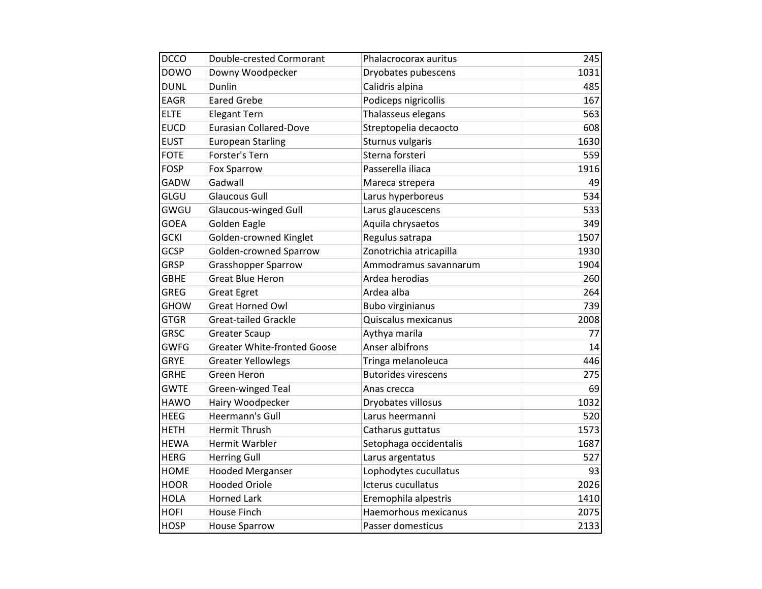| | | | |
|---|---|---|---|
| DCCO | Double-crested Cormorant | Phalacrocorax auritus | 245 |
| DOWO | Downy Woodpecker | Dryobates pubescens | 1031 |
| DUNL | Dunlin | Calidris alpina | 485 |
| EAGR | Eared Grebe | Podiceps nigricollis | 167 |
| ELTE | Elegant Tern | Thalasseus elegans | 563 |
| EUCD | Eurasian Collared-Dove | Streptopelia decaocto | 608 |
| EUST | European Starling | Sturnus vulgaris | 1630 |
| FOTE | Forster's Tern | Sterna forsteri | 559 |
| FOSP | Fox Sparrow | Passerella iliaca | 1916 |
| GADW | Gadwall | Mareca strepera | 49 |
| GLGU | Glaucous Gull | Larus hyperboreus | 534 |
| GWGU | Glaucous-winged Gull | Larus glaucescens | 533 |
| GOEA | Golden Eagle | Aquila chrysaetos | 349 |
| GCKI | Golden-crowned Kinglet | Regulus satrapa | 1507 |
| GCSP | Golden-crowned Sparrow | Zonotrichia atricapilla | 1930 |
| GRSP | Grasshopper Sparrow | Ammodramus savannarum | 1904 |
| GBHE | Great Blue Heron | Ardea herodias | 260 |
| GREG | Great Egret | Ardea alba | 264 |
| GHOW | Great Horned Owl | Bubo virginianus | 739 |
| GTGR | Great-tailed Grackle | Quiscalus mexicanus | 2008 |
| GRSC | Greater Scaup | Aythya marila | 77 |
| GWFG | Greater White-fronted Goose | Anser albifrons | 14 |
| GRYE | Greater Yellowlegs | Tringa melanoleuca | 446 |
| GRHE | Green Heron | Butorides virescens | 275 |
| GWTE | Green-winged Teal | Anas crecca | 69 |
| HAWO | Hairy Woodpecker | Dryobates villosus | 1032 |
| HEEG | Heermann's Gull | Larus heermanni | 520 |
| HETH | Hermit Thrush | Catharus guttatus | 1573 |
| HEWA | Hermit Warbler | Setophaga occidentalis | 1687 |
| HERG | Herring Gull | Larus argentatus | 527 |
| HOME | Hooded Merganser | Lophodytes cucullatus | 93 |
| HOOR | Hooded Oriole | Icterus cucullatus | 2026 |
| HOLA | Horned Lark | Eremophila alpestris | 1410 |
| HOFI | House Finch | Haemorhous mexicanus | 2075 |
| HOSP | House Sparrow | Passer domesticus | 2133 |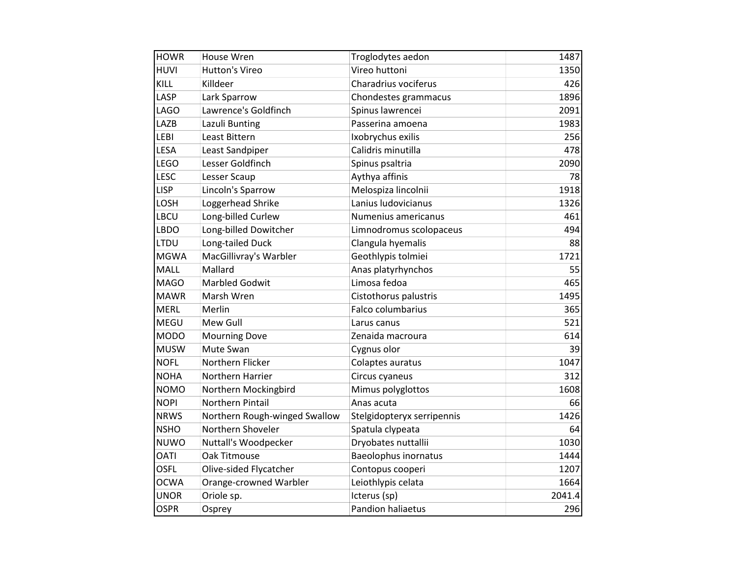| HOWR | House Wren | Troglodytes aedon | 1487 |
|---|---|---|---|
| HUVI | Hutton's Vireo | Vireo huttoni | 1350 |
| KILL | Killdeer | Charadrius vociferus | 426 |
| LASP | Lark Sparrow | Chondestes grammacus | 1896 |
| LAGO | Lawrence's Goldfinch | Spinus lawrencei | 2091 |
| LAZB | Lazuli Bunting | Passerina amoena | 1983 |
| LEBI | Least Bittern | Ixobrychus exilis | 256 |
| LESA | Least Sandpiper | Calidris minutilla | 478 |
| LEGO | Lesser Goldfinch | Spinus psaltria | 2090 |
| LESC | Lesser Scaup | Aythya affinis | 78 |
| LISP | Lincoln's Sparrow | Melospiza lincolnii | 1918 |
| LOSH | Loggerhead Shrike | Lanius ludovicianus | 1326 |
| LBCU | Long-billed Curlew | Numenius americanus | 461 |
| LBDO | Long-billed Dowitcher | Limnodromus scolopaceus | 494 |
| LTDU | Long-tailed Duck | Clangula hyemalis | 88 |
| MGWA | MacGillivray's Warbler | Geothlypis tolmiei | 1721 |
| MALL | Mallard | Anas platyrhynchos | 55 |
| MAGO | Marbled Godwit | Limosa fedoa | 465 |
| MAWR | Marsh Wren | Cistothorus palustris | 1495 |
| MERL | Merlin | Falco columbarius | 365 |
| MEGU | Mew Gull | Larus canus | 521 |
| MODO | Mourning Dove | Zenaida macroura | 614 |
| MUSW | Mute Swan | Cygnus olor | 39 |
| NOFL | Northern Flicker | Colaptes auratus | 1047 |
| NOHA | Northern Harrier | Circus cyaneus | 312 |
| NOMO | Northern Mockingbird | Mimus polyglottos | 1608 |
| NOPI | Northern Pintail | Anas acuta | 66 |
| NRWS | Northern Rough-winged Swallow | Stelgidopteryx serripennis | 1426 |
| NSHO | Northern Shoveler | Spatula clypeata | 64 |
| NUWO | Nuttall's Woodpecker | Dryobates nuttallii | 1030 |
| OATI | Oak Titmouse | Baeolophus inornatus | 1444 |
| OSFL | Olive-sided Flycatcher | Contopus cooperi | 1207 |
| OCWA | Orange-crowned Warbler | Leiothlypis celata | 1664 |
| UNOR | Oriole sp. | Icterus (sp) | 2041.4 |
| OSPR | Osprey | Pandion haliaetus | 296 |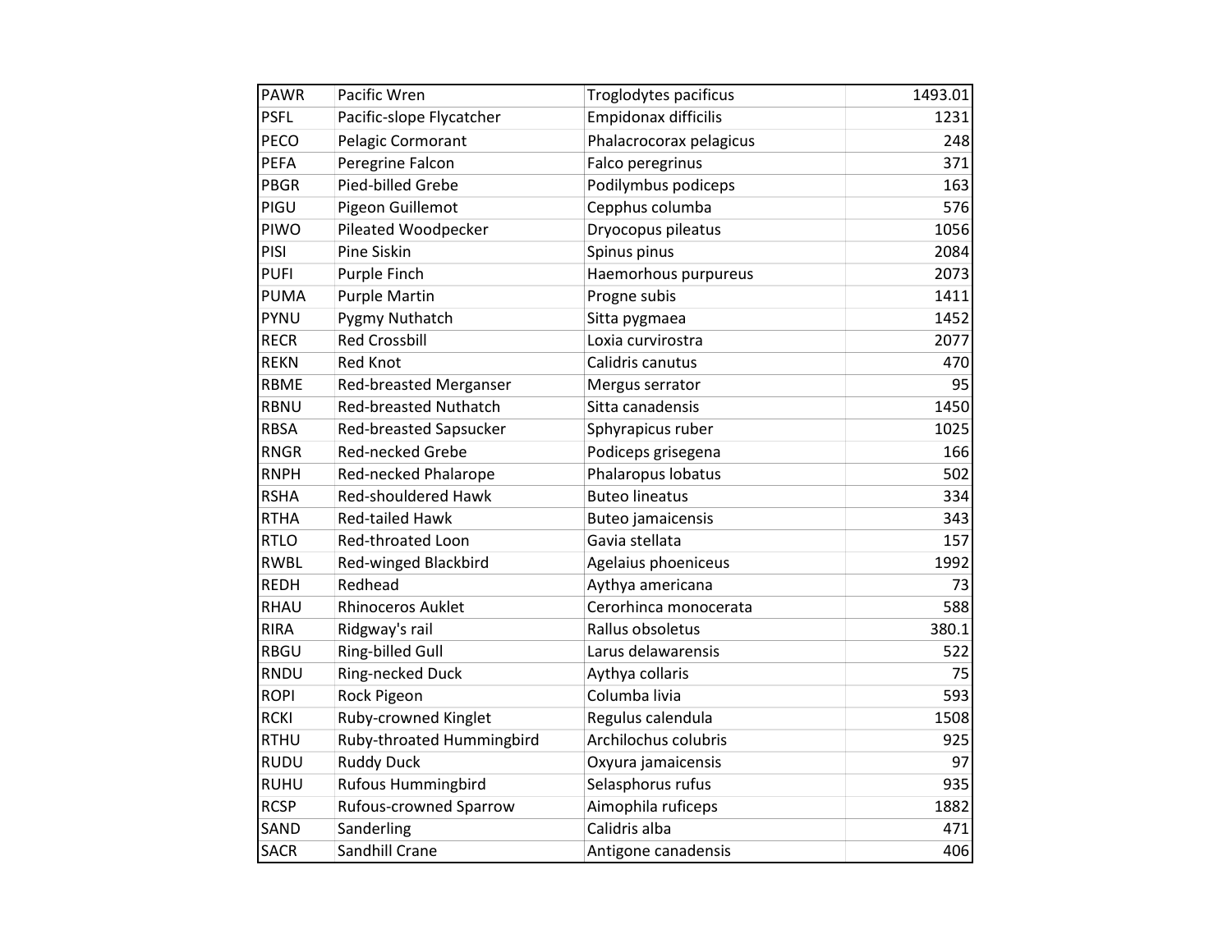| PAWR | Pacific Wren | Troglodytes pacificus | 1493.01 |
|---|---|---|---|
| PSFL | Pacific-slope Flycatcher | Empidonax difficilis | 1231 |
| PECO | Pelagic Cormorant | Phalacrocorax pelagicus | 248 |
| PEFA | Peregrine Falcon | Falco peregrinus | 371 |
| PBGR | Pied-billed Grebe | Podilymbus podiceps | 163 |
| PIGU | Pigeon Guillemot | Cepphus columba | 576 |
| PIWO | Pileated Woodpecker | Dryocopus pileatus | 1056 |
| PISI | Pine Siskin | Spinus pinus | 2084 |
| PUFI | Purple Finch | Haemorhous purpureus | 2073 |
| PUMA | Purple Martin | Progne subis | 1411 |
| PYNU | Pygmy Nuthatch | Sitta pygmaea | 1452 |
| RECR | Red Crossbill | Loxia curvirostra | 2077 |
| REKN | Red Knot | Calidris canutus | 470 |
| RBME | Red-breasted Merganser | Mergus serrator | 95 |
| RBNU | Red-breasted Nuthatch | Sitta canadensis | 1450 |
| RBSA | Red-breasted Sapsucker | Sphyrapicus ruber | 1025 |
| RNGR | Red-necked Grebe | Podiceps grisegena | 166 |
| RNPH | Red-necked Phalarope | Phalaropus lobatus | 502 |
| RSHA | Red-shouldered Hawk | Buteo lineatus | 334 |
| RTHA | Red-tailed Hawk | Buteo jamaicensis | 343 |
| RTLO | Red-throated Loon | Gavia stellata | 157 |
| RWBL | Red-winged Blackbird | Agelaius phoeniceus | 1992 |
| REDH | Redhead | Aythya americana | 73 |
| RHAU | Rhinoceros Auklet | Cerorhinca monocerata | 588 |
| RIRA | Ridgway's rail | Rallus obsoletus | 380.1 |
| RBGU | Ring-billed Gull | Larus delawarensis | 522 |
| RNDU | Ring-necked Duck | Aythya collaris | 75 |
| ROPI | Rock Pigeon | Columba livia | 593 |
| RCKI | Ruby-crowned Kinglet | Regulus calendula | 1508 |
| RTHU | Ruby-throated Hummingbird | Archilochus colubris | 925 |
| RUDU | Ruddy Duck | Oxyura jamaicensis | 97 |
| RUHU | Rufous Hummingbird | Selasphorus rufus | 935 |
| RCSP | Rufous-crowned Sparrow | Aimophila ruficeps | 1882 |
| SAND | Sanderling | Calidris alba | 471 |
| SACR | Sandhill Crane | Antigone canadensis | 406 |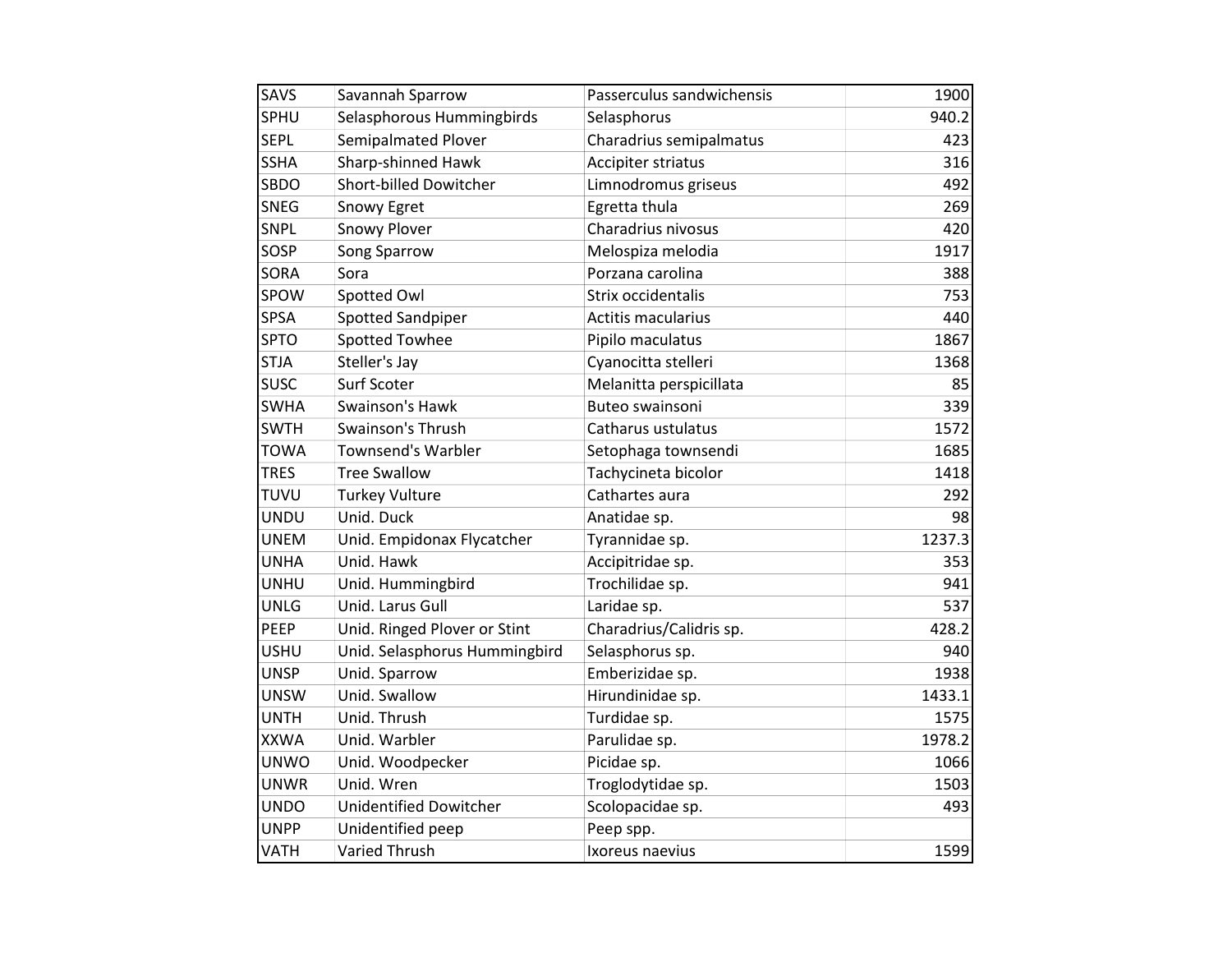| SAVS | Savannah Sparrow | Passerculus sandwichensis | 1900 |
|---|---|---|---|
| SPHU | Selasphorous Hummingbirds | Selasphorus | 940.2 |
| SEPL | Semipalmated Plover | Charadrius semipalmatus | 423 |
| SSHA | Sharp-shinned Hawk | Accipiter striatus | 316 |
| SBDO | Short-billed Dowitcher | Limnodromus griseus | 492 |
| SNEG | Snowy Egret | Egretta thula | 269 |
| SNPL | Snowy Plover | Charadrius nivosus | 420 |
| SOSP | Song Sparrow | Melospiza melodia | 1917 |
| SORA | Sora | Porzana carolina | 388 |
| SPOW | Spotted Owl | Strix occidentalis | 753 |
| SPSA | Spotted Sandpiper | Actitis macularius | 440 |
| SPTO | Spotted Towhee | Pipilo maculatus | 1867 |
| STJA | Steller's Jay | Cyanocitta stelleri | 1368 |
| SUSC | Surf Scoter | Melanitta perspicillata | 85 |
| SWHA | Swainson's Hawk | Buteo swainsoni | 339 |
| SWTH | Swainson's Thrush | Catharus ustulatus | 1572 |
| TOWA | Townsend's Warbler | Setophaga townsendi | 1685 |
| TRES | Tree Swallow | Tachycineta bicolor | 1418 |
| TUVU | Turkey Vulture | Cathartes aura | 292 |
| UNDU | Unid. Duck | Anatidae sp. | 98 |
| UNEM | Unid. Empidonax Flycatcher | Tyrannidae sp. | 1237.3 |
| UNHA | Unid. Hawk | Accipitridae sp. | 353 |
| UNHU | Unid. Hummingbird | Trochilidae sp. | 941 |
| UNLG | Unid. Larus Gull | Laridae sp. | 537 |
| PEEP | Unid. Ringed Plover or Stint | Charadrius/Calidris sp. | 428.2 |
| USHU | Unid. Selasphorus Hummingbird | Selasphorus sp. | 940 |
| UNSP | Unid. Sparrow | Emberizidae sp. | 1938 |
| UNSW | Unid. Swallow | Hirundinidae sp. | 1433.1 |
| UNTH | Unid. Thrush | Turdidae sp. | 1575 |
| XXWA | Unid. Warbler | Parulidae sp. | 1978.2 |
| UNWO | Unid. Woodpecker | Picidae sp. | 1066 |
| UNWR | Unid. Wren | Troglodytidae sp. | 1503 |
| UNDO | Unidentified Dowitcher | Scolopacidae sp. | 493 |
| UNPP | Unidentified peep | Peep spp. | |
| VATH | Varied Thrush | Ixoreus naevius | 1599 |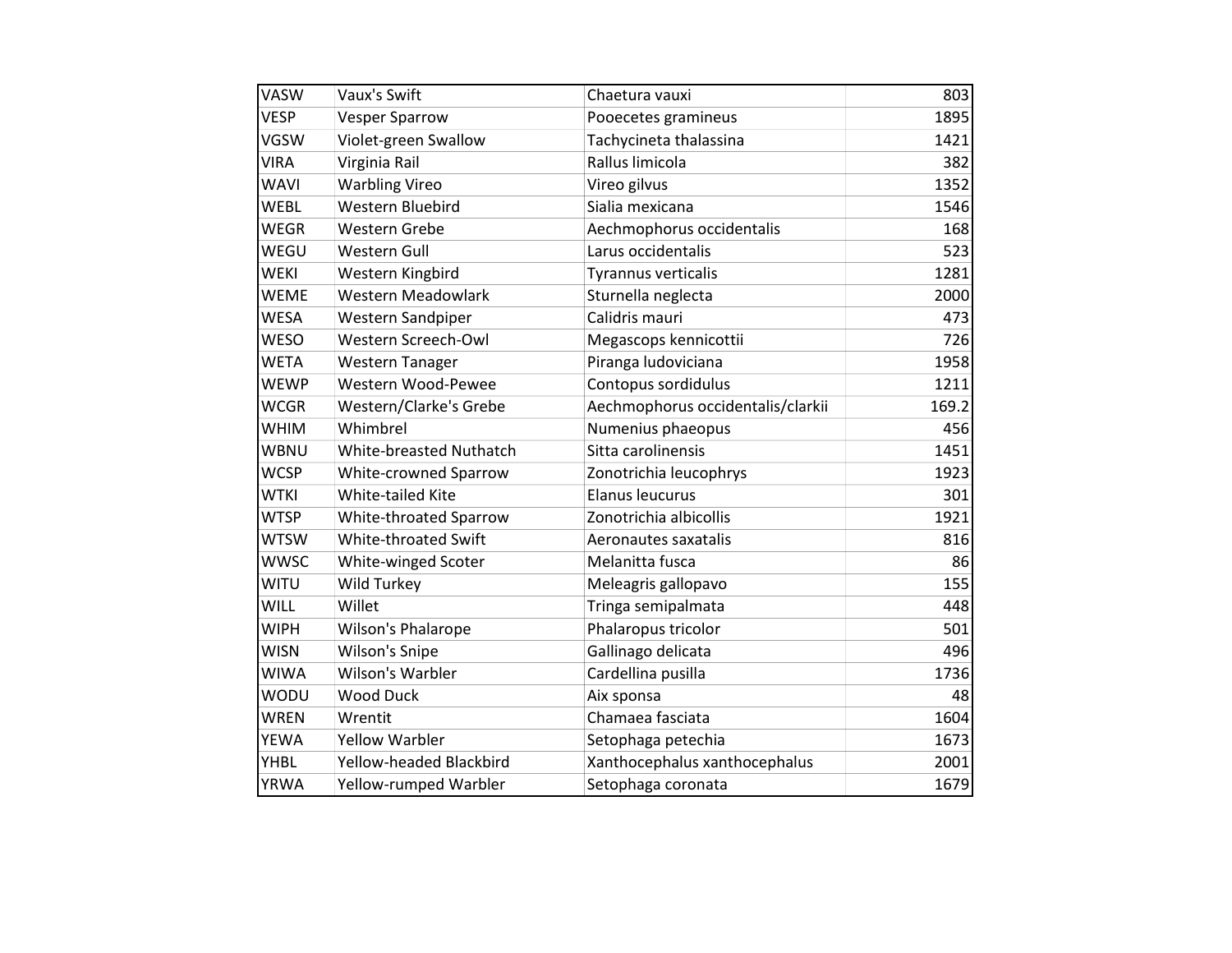| | | | |
|---|---|---|---|
| VASW | Vaux's Swift | Chaetura vauxi | 803 |
| VESP | Vesper Sparrow | Pooecetes gramineus | 1895 |
| VGSW | Violet-green Swallow | Tachycineta thalassina | 1421 |
| VIRA | Virginia Rail | Rallus limicola | 382 |
| WAVI | Warbling Vireo | Vireo gilvus | 1352 |
| WEBL | Western Bluebird | Sialia mexicana | 1546 |
| WEGR | Western Grebe | Aechmophorus occidentalis | 168 |
| WEGU | Western Gull | Larus occidentalis | 523 |
| WEKI | Western Kingbird | Tyrannus verticalis | 1281 |
| WEME | Western Meadowlark | Sturnella neglecta | 2000 |
| WESA | Western Sandpiper | Calidris mauri | 473 |
| WESO | Western Screech-Owl | Megascops kennicottii | 726 |
| WETA | Western Tanager | Piranga ludoviciana | 1958 |
| WEWP | Western Wood-Pewee | Contopus sordidulus | 1211 |
| WCGR | Western/Clarke's Grebe | Aechmophorus occidentalis/clarkii | 169.2 |
| WHIM | Whimbrel | Numenius phaeopus | 456 |
| WBNU | White-breasted Nuthatch | Sitta carolinensis | 1451 |
| WCSP | White-crowned Sparrow | Zonotrichia leucophrys | 1923 |
| WTKI | White-tailed Kite | Elanus leucurus | 301 |
| WTSP | White-throated Sparrow | Zonotrichia albicollis | 1921 |
| WTSW | White-throated Swift | Aeronautes saxatalis | 816 |
| WWSC | White-winged Scoter | Melanitta fusca | 86 |
| WITU | Wild Turkey | Meleagris gallopavo | 155 |
| WILL | Willet | Tringa semipalmata | 448 |
| WIPH | Wilson's Phalarope | Phalaropus tricolor | 501 |
| WISN | Wilson's Snipe | Gallinago delicata | 496 |
| WIWA | Wilson's Warbler | Cardellina pusilla | 1736 |
| WODU | Wood Duck | Aix sponsa | 48 |
| WREN | Wrentit | Chamaea fasciata | 1604 |
| YEWA | Yellow Warbler | Setophaga petechia | 1673 |
| YHBL | Yellow-headed Blackbird | Xanthocephalus xanthocephalus | 2001 |
| YRWA | Yellow-rumped Warbler | Setophaga coronata | 1679 |